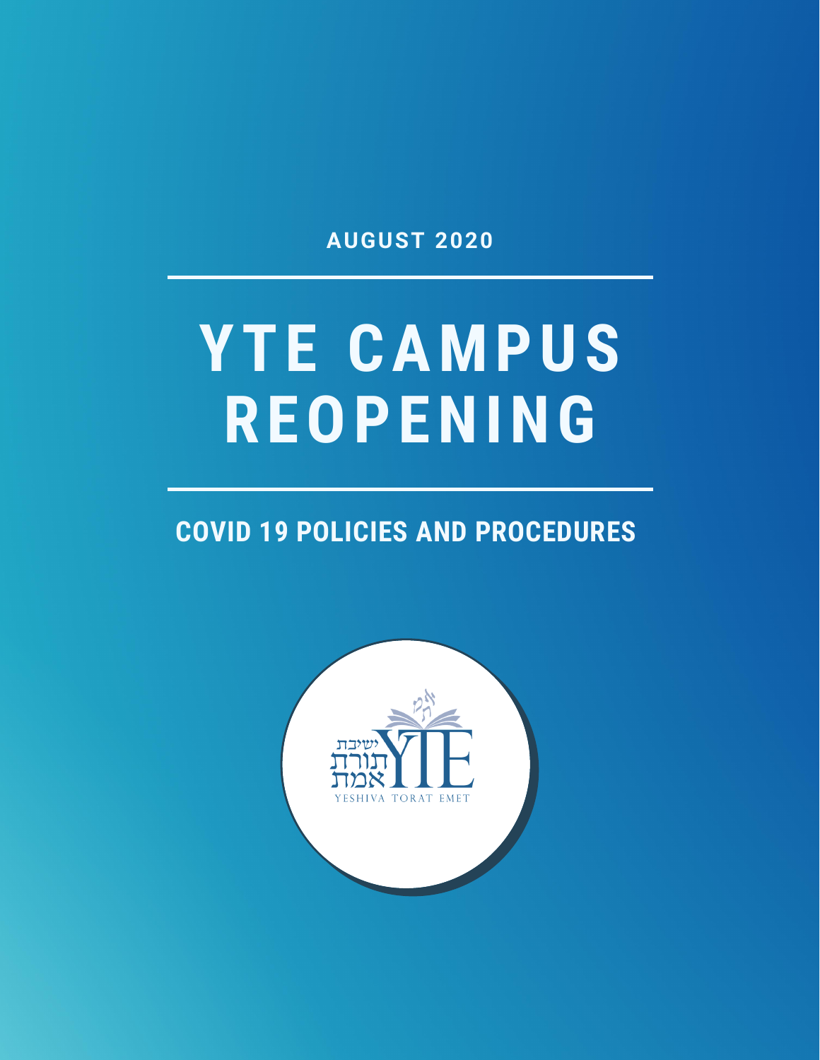AUGUST 2020

# YTE CAMPUS REOPENING

## COVID 19 POLICIES AND PROCEDURES

ישיבת תורת אמת

YTE

YESHIVA TORAT EMET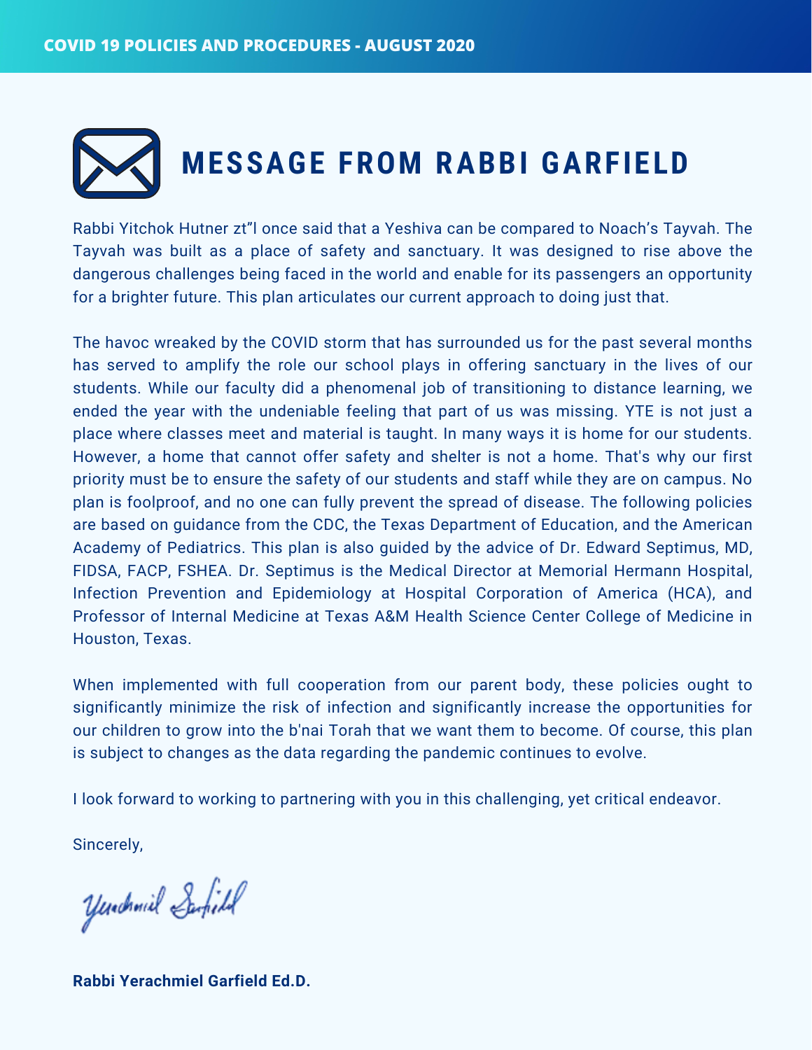# MESSAGE FROM RABBI GARFIELD

Rabbi Yitchok Hutner zt"l once said that a Yeshiva can be compared to Noach's Tayvah. The Tayvah was built as a place of safety and sanctuary. It was designed to rise above the dangerous challenges being faced in the world and enable for its passengers an opportunity for a brighter future. This plan articulates our current approach to doing just that.

The havoc wreaked by the COVID storm that has surrounded us for the past several months has served to amplify the role our school plays in offering sanctuary in the lives of our students. While our faculty did a phenomenal job of transitioning to distance learning, we ended the year with the undeniable feeling that part of us was missing. YTE is not just a place where classes meet and material is taught. In many ways it is home for our students. However, a home that cannot offer safety and shelter is not a home. That's why our first priority must be to ensure the safety of our students and staff while they are on campus. No plan is foolproof, and no one can fully prevent the spread of disease. The following policies are based on guidance from the CDC, the Texas Department of Education, and the American Academy of Pediatrics. This plan is also guided by the advice of Dr. Edward Septimus, MD, FIDSA, FACP, FSHEA. Dr. Septimus is the Medical Director at Memorial Hermann Hospital, Infection Prevention and Epidemiology at Hospital Corporation of America (HCA), and Professor of Internal Medicine at Texas A&M Health Science Center College of Medicine in Houston, Texas.

When implemented with full cooperation from our parent body, these policies ought to significantly minimize the risk of infection and significantly increase the opportunities for our children to grow into the b'nai Torah that we want them to become. Of course, this plan is subject to changes as the data regarding the pandemic continues to evolve.

I look forward to working to partnering with you in this challenging, yet critical endeavor.

Sincerely,

Yerachmiel Garfield

**Rabbi Yerachmiel Garfield Ed.D.**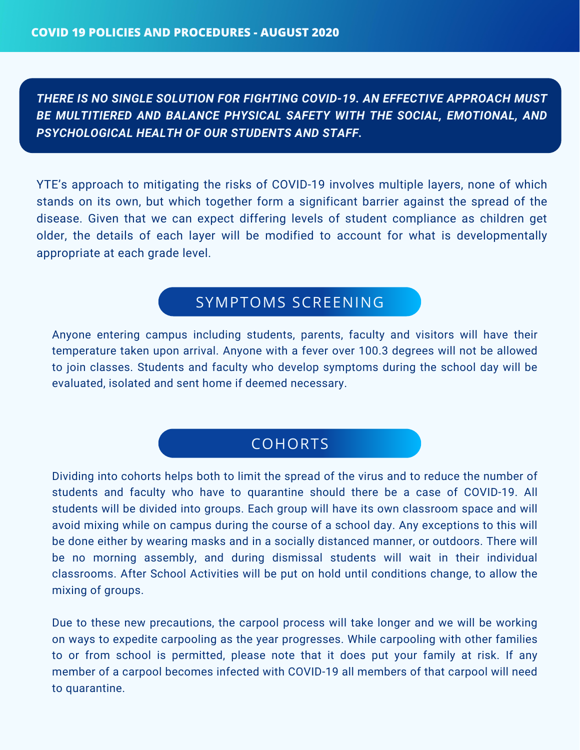**COVID 19 POLICIES AND PROCEDURES - AUGUST 2020**

***THERE IS NO SINGLE SOLUTION FOR FIGHTING COVID-19. AN EFFECTIVE APPROACH MUST BE MULTITIERED AND BALANCE PHYSICAL SAFETY WITH THE SOCIAL, EMOTIONAL, AND PSYCHOLOGICAL HEALTH OF OUR STUDENTS AND STAFF.***

YTE's approach to mitigating the risks of COVID-19 involves multiple layers, none of which stands on its own, but which together form a significant barrier against the spread of the disease. Given that we can expect differing levels of student compliance as children get older, the details of each layer will be modified to account for what is developmentally appropriate at each grade level.

## SYMPTOMS SCREENING

Anyone entering campus including students, parents, faculty and visitors will have their temperature taken upon arrival. Anyone with a fever over 100.3 degrees will not be allowed to join classes. Students and faculty who develop symptoms during the school day will be evaluated, isolated and sent home if deemed necessary.

## COHORTS

Dividing into cohorts helps both to limit the spread of the virus and to reduce the number of students and faculty who have to quarantine should there be a case of COVID-19. All students will be divided into groups. Each group will have its own classroom space and will avoid mixing while on campus during the course of a school day. Any exceptions to this will be done either by wearing masks and in a socially distanced manner, or outdoors. There will be no morning assembly, and during dismissal students will wait in their individual classrooms. After School Activities will be put on hold until conditions change, to allow the mixing of groups.

Due to these new precautions, the carpool process will take longer and we will be working on ways to expedite carpooling as the year progresses. While carpooling with other families to or from school is permitted, please note that it does put your family at risk. If any member of a carpool becomes infected with COVID-19 all members of that carpool will need to quarantine.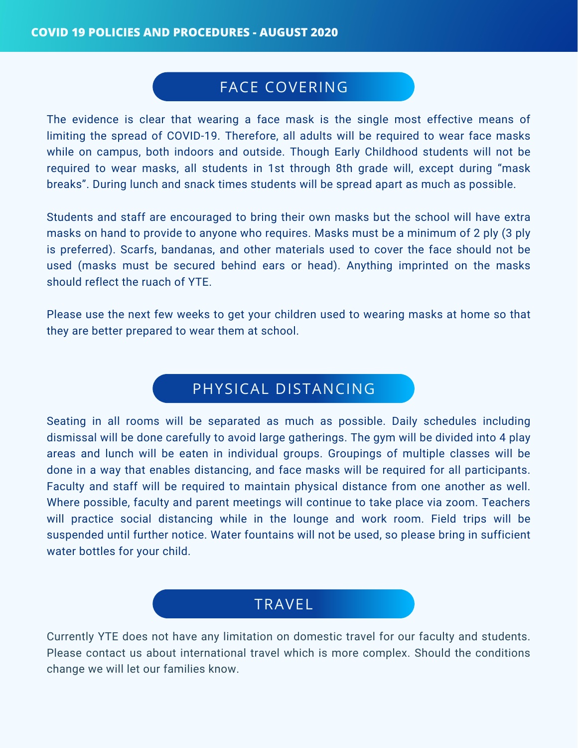# COVID 19 POLICIES AND PROCEDURES - AUGUST 2020

## FACE COVERING

The evidence is clear that wearing a face mask is the single most effective means of limiting the spread of COVID-19. Therefore, all adults will be required to wear face masks while on campus, both indoors and outside. Though Early Childhood students will not be required to wear masks, all students in 1st through 8th grade will, except during "mask breaks". During lunch and snack times students will be spread apart as much as possible.

Students and staff are encouraged to bring their own masks but the school will have extra masks on hand to provide to anyone who requires. Masks must be a minimum of 2 ply (3 ply is preferred). Scarfs, bandanas, and other materials used to cover the face should not be used (masks must be secured behind ears or head). Anything imprinted on the masks should reflect the ruach of YTE.

Please use the next few weeks to get your children used to wearing masks at home so that they are better prepared to wear them at school.

## PHYSICAL DISTANCING

Seating in all rooms will be separated as much as possible. Daily schedules including dismissal will be done carefully to avoid large gatherings. The gym will be divided into 4 play areas and lunch will be eaten in individual groups. Groupings of multiple classes will be done in a way that enables distancing, and face masks will be required for all participants. Faculty and staff will be required to maintain physical distance from one another as well. Where possible, faculty and parent meetings will continue to take place via zoom. Teachers will practice social distancing while in the lounge and work room. Field trips will be suspended until further notice. Water fountains will not be used, so please bring in sufficient water bottles for your child.

## TRAVEL

Currently YTE does not have any limitation on domestic travel for our faculty and students. Please contact us about international travel which is more complex. Should the conditions change we will let our families know.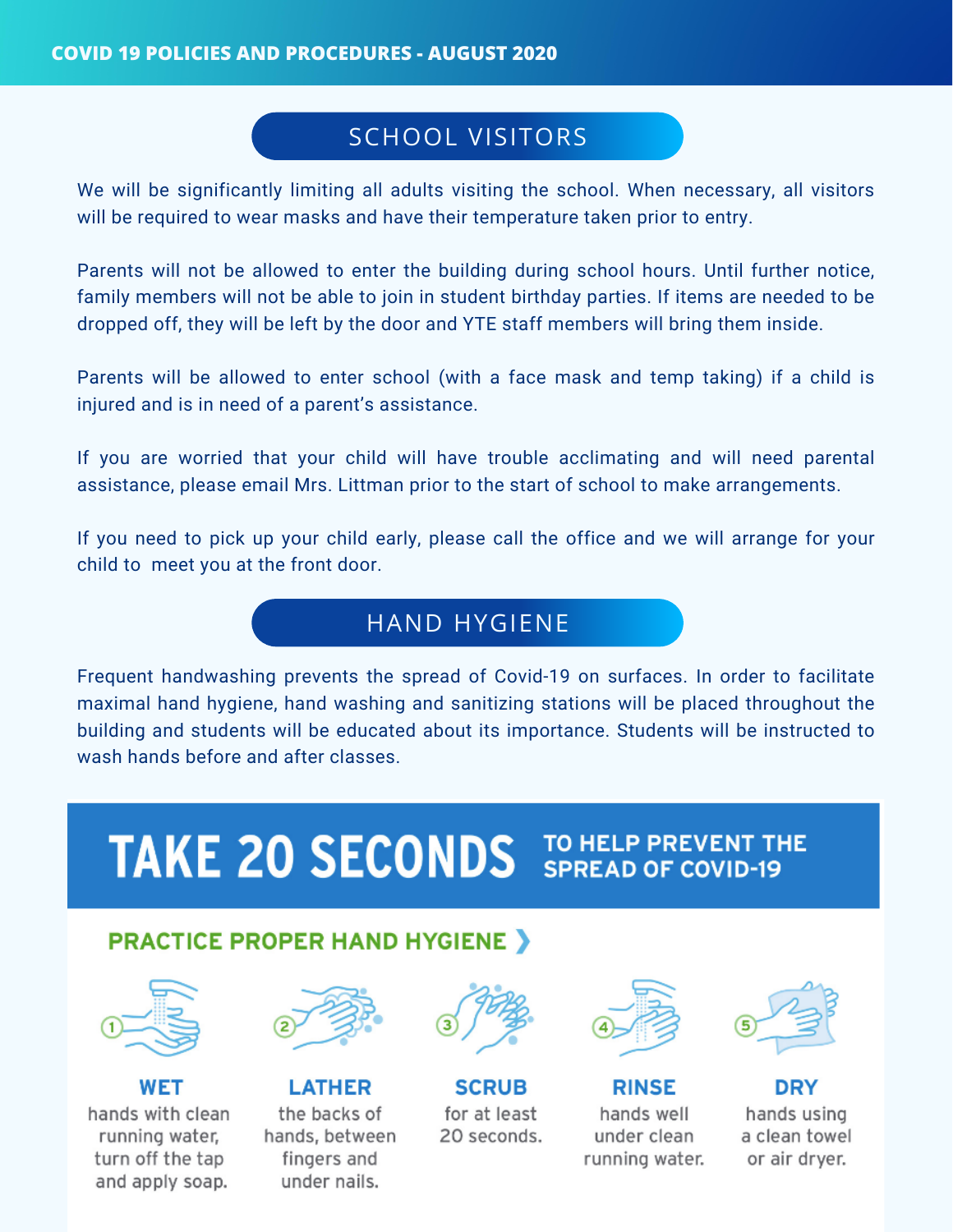## SCHOOL VISITORS

We will be significantly limiting all adults visiting the school. When necessary, all visitors will be required to wear masks and have their temperature taken prior to entry.

Parents will not be allowed to enter the building during school hours. Until further notice, family members will not be able to join in student birthday parties. If items are needed to be dropped off, they will be left by the door and YTE staff members will bring them inside.

Parents will be allowed to enter school (with a face mask and temp taking) if a child is injured and is in need of a parent's assistance.

If you are worried that your child will have trouble acclimating and will need parental assistance, please email Mrs. Littman prior to the start of school to make arrangements.

If you need to pick up your child early, please call the office and we will arrange for your child to meet you at the front door.

## HAND HYGIENE

Frequent handwashing prevents the spread of Covid-19 on surfaces. In order to facilitate maximal hand hygiene, hand washing and sanitizing stations will be placed throughout the building and students will be educated about its importance. Students will be instructed to wash hands before and after classes.

# TAKE 20 SECONDS TO HELP PREVENT THE SPREAD OF COVID-19

### PRACTICE PROPER HAND HYGIENE

1. **WET** hands with clean running water, turn off the tap and apply soap.
2. **LATHER** the backs of hands, between fingers and under nails.
3. **SCRUB** for at least 20 seconds.
4. **RINSE** hands well under clean running water.
5. **DRY** hands using a clean towel or air dryer.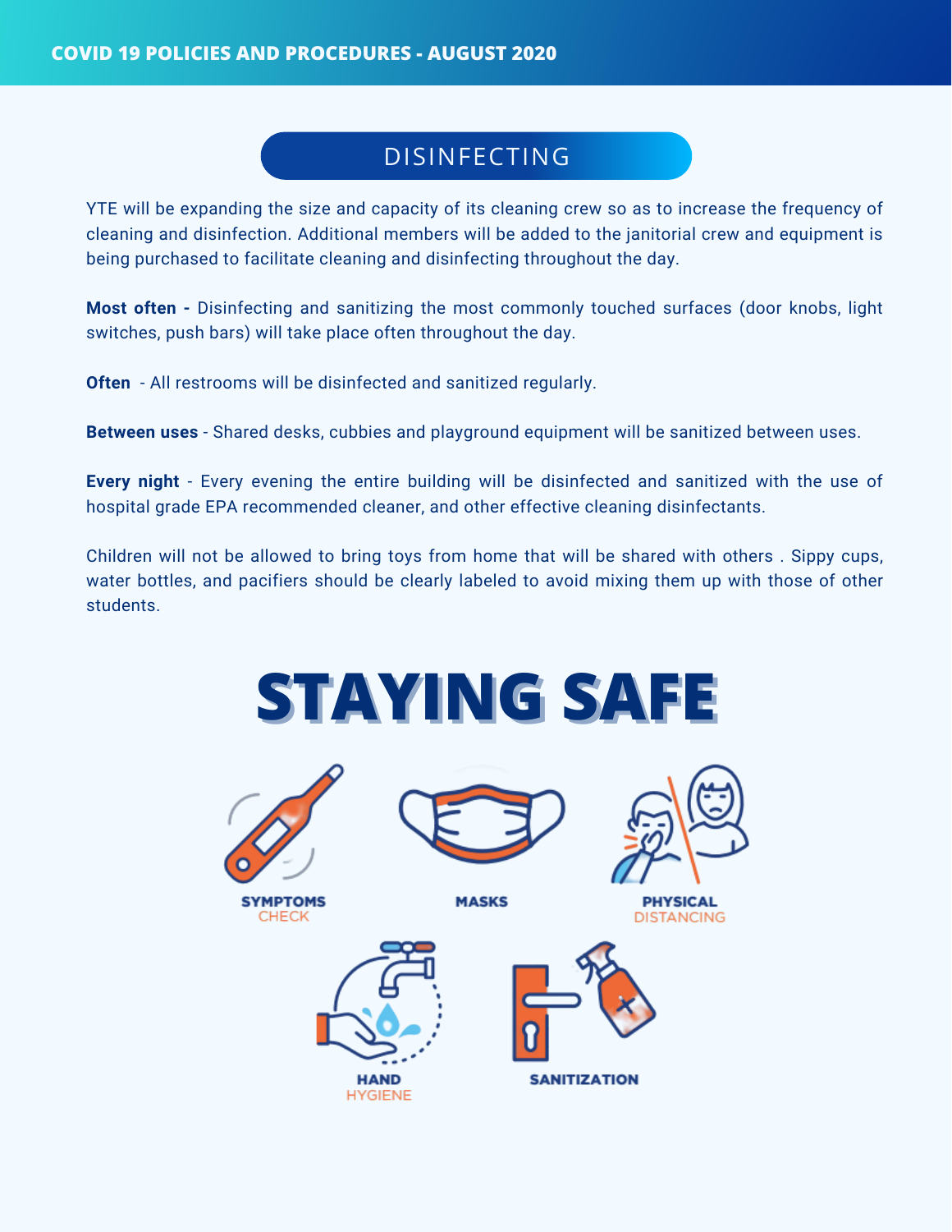## DISINFECTING

YTE will be expanding the size and capacity of its cleaning crew so as to increase the frequency of cleaning and disinfection. Additional members will be added to the janitorial crew and equipment is being purchased to facilitate cleaning and disinfecting throughout the day.

**Most often -** Disinfecting and sanitizing the most commonly touched surfaces (door knobs, light switches, push bars) will take place often throughout the day.

**Often** - All restrooms will be disinfected and sanitized regularly.

**Between uses** - Shared desks, cubbies and playground equipment will be sanitized between uses.

**Every night** - Every evening the entire building will be disinfected and sanitized with the use of hospital grade EPA recommended cleaner, and other effective cleaning disinfectants.

Children will not be allowed to bring toys from home that will be shared with others . Sippy cups, water bottles, and pacifiers should be clearly labeled to avoid mixing them up with those of other students.

# STAYING SAFE

SYMPTOMS CHECK

MASKS

PHYSICAL DISTANCING

HAND HYGIENE

SANITIZATION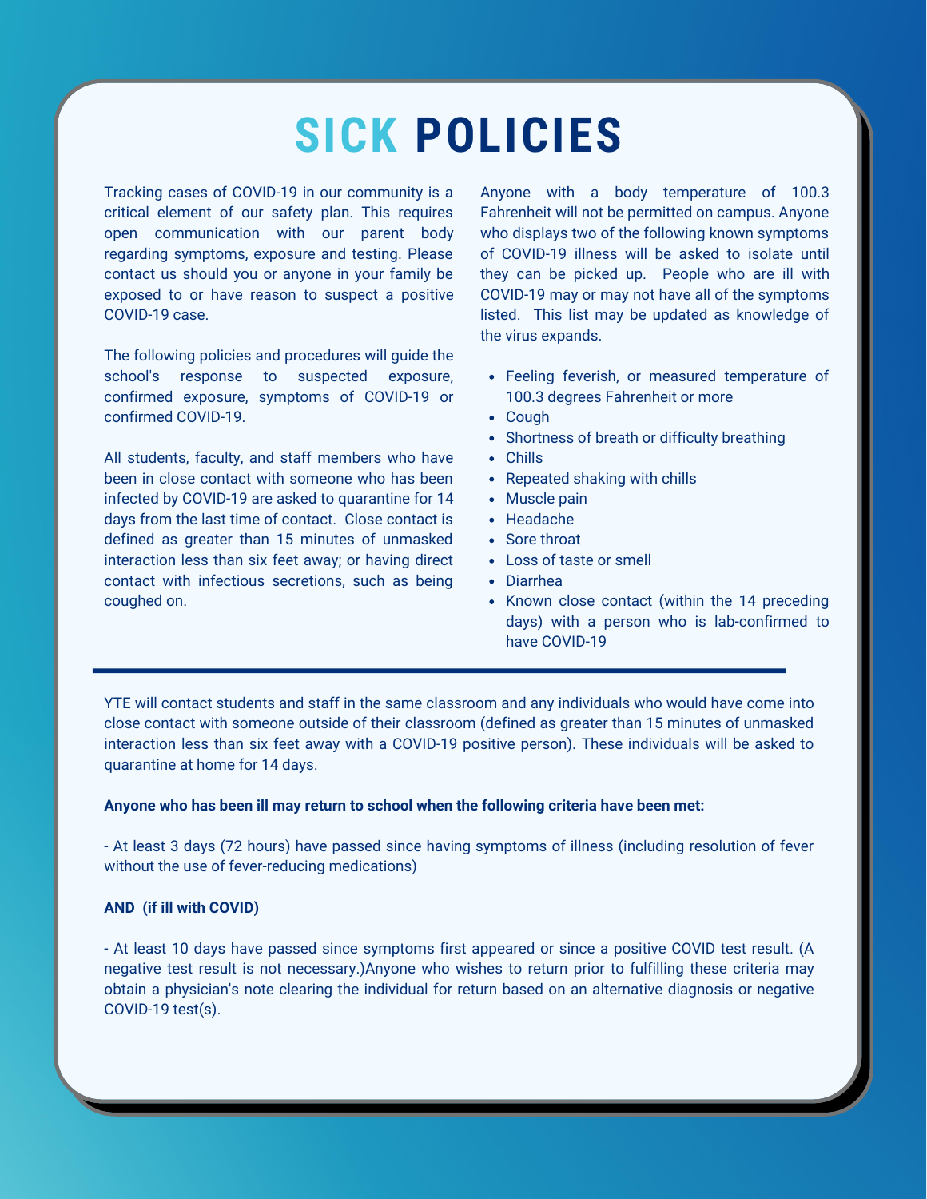# SICK POLICIES

Tracking cases of COVID-19 in our community is a critical element of our safety plan. This requires open communication with our parent body regarding symptoms, exposure and testing. Please contact us should you or anyone in your family be exposed to or have reason to suspect a positive COVID-19 case.

The following policies and procedures will guide the school's response to suspected exposure, confirmed exposure, symptoms of COVID-19 or confirmed COVID-19.

All students, faculty, and staff members who have been in close contact with someone who has been infected by COVID-19 are asked to quarantine for 14 days from the last time of contact. Close contact is defined as greater than 15 minutes of unmasked interaction less than six feet away; or having direct contact with infectious secretions, such as being coughed on.

Anyone with a body temperature of 100.3 Fahrenheit will not be permitted on campus. Anyone who displays two of the following known symptoms of COVID-19 illness will be asked to isolate until they can be picked up. People who are ill with COVID-19 may or may not have all of the symptoms listed. This list may be updated as knowledge of the virus expands.

- Feeling feverish, or measured temperature of 100.3 degrees Fahrenheit or more
- Cough
- Shortness of breath or difficulty breathing
- Chills
- Repeated shaking with chills
- Muscle pain
- Headache
- Sore throat
- Loss of taste or smell
- Diarrhea
- Known close contact (within the 14 preceding days) with a person who is lab-confirmed to have COVID-19

---

YTE will contact students and staff in the same classroom and any individuals who would have come into close contact with someone outside of their classroom (defined as greater than 15 minutes of unmasked interaction less than six feet away with a COVID-19 positive person). These individuals will be asked to quarantine at home for 14 days.

**Anyone who has been ill may return to school when the following criteria have been met:**

- At least 3 days (72 hours) have passed since having symptoms of illness (including resolution of fever without the use of fever-reducing medications)

**AND (if ill with COVID)**

- At least 10 days have passed since symptoms first appeared or since a positive COVID test result. (A negative test result is not necessary.)Anyone who wishes to return prior to fulfilling these criteria may obtain a physician's note clearing the individual for return based on an alternative diagnosis or negative COVID-19 test(s).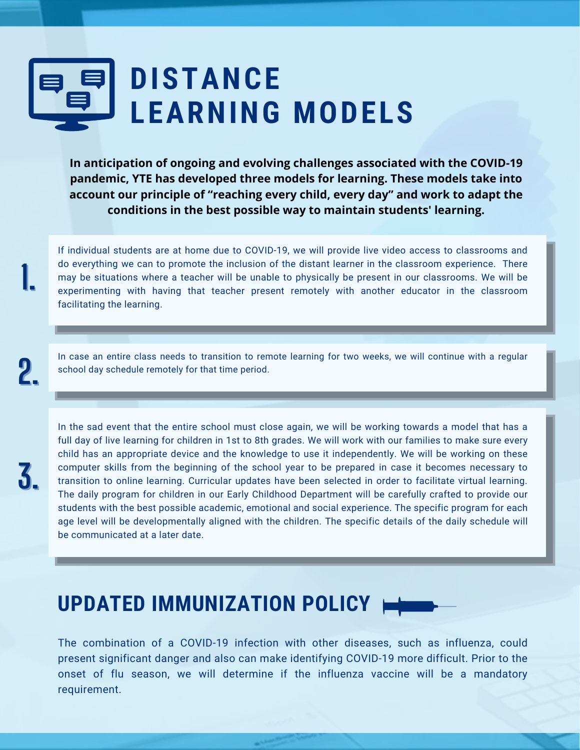# DISTANCE LEARNING MODELS

**In anticipation of ongoing and evolving challenges associated with the COVID-19 pandemic, YTE has developed three models for learning. These models take into account our principle of "reaching every child, every day" and work to adapt the conditions in the best possible way to maintain students' learning.**

1. If individual students are at home due to COVID-19, we will provide live video access to classrooms and do everything we can to promote the inclusion of the distant learner in the classroom experience. There may be situations where a teacher will be unable to physically be present in our classrooms. We will be experimenting with having that teacher present remotely with another educator in the classroom facilitating the learning.

2. In case an entire class needs to transition to remote learning for two weeks, we will continue with a regular school day schedule remotely for that time period.

3. In the sad event that the entire school must close again, we will be working towards a model that has a full day of live learning for children in 1st to 8th grades. We will work with our families to make sure every child has an appropriate device and the knowledge to use it independently. We will be working on these computer skills from the beginning of the school year to be prepared in case it becomes necessary to transition to online learning. Curricular updates have been selected in order to facilitate virtual learning. The daily program for children in our Early Childhood Department will be carefully crafted to provide our students with the best possible academic, emotional and social experience. The specific program for each age level will be developmentally aligned with the children. The specific details of the daily schedule will be communicated at a later date.

## UPDATED IMMUNIZATION POLICY

The combination of a COVID-19 infection with other diseases, such as influenza, could present significant danger and also can make identifying COVID-19 more difficult. Prior to the onset of flu season, we will determine if the influenza vaccine will be a mandatory requirement.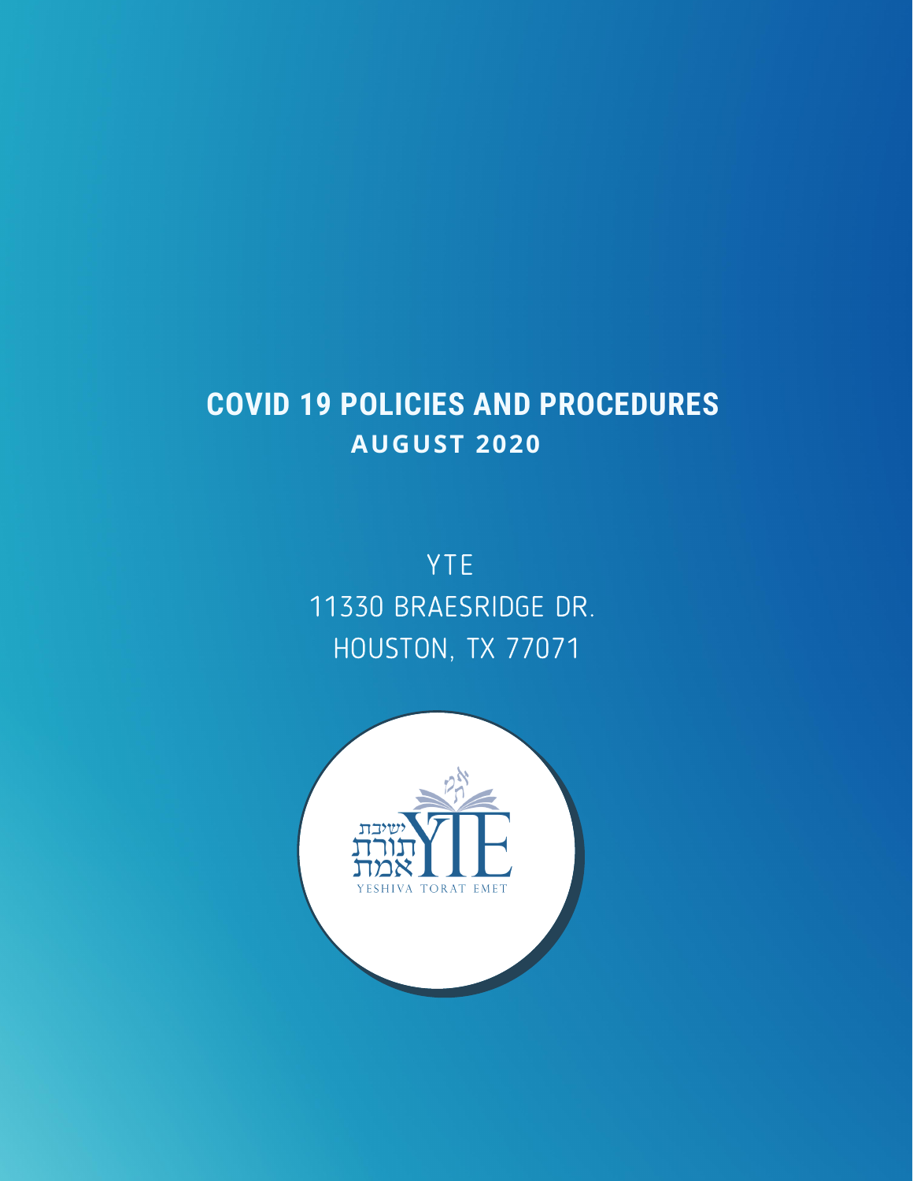# COVID 19 POLICIES AND PROCEDURES

## AUGUST 2020

YTE
11330 BRAESRIDGE DR.
HOUSTON, TX 77071

ישיבת
תורת
אמת
YTE
YESHIVA TORAT EMET